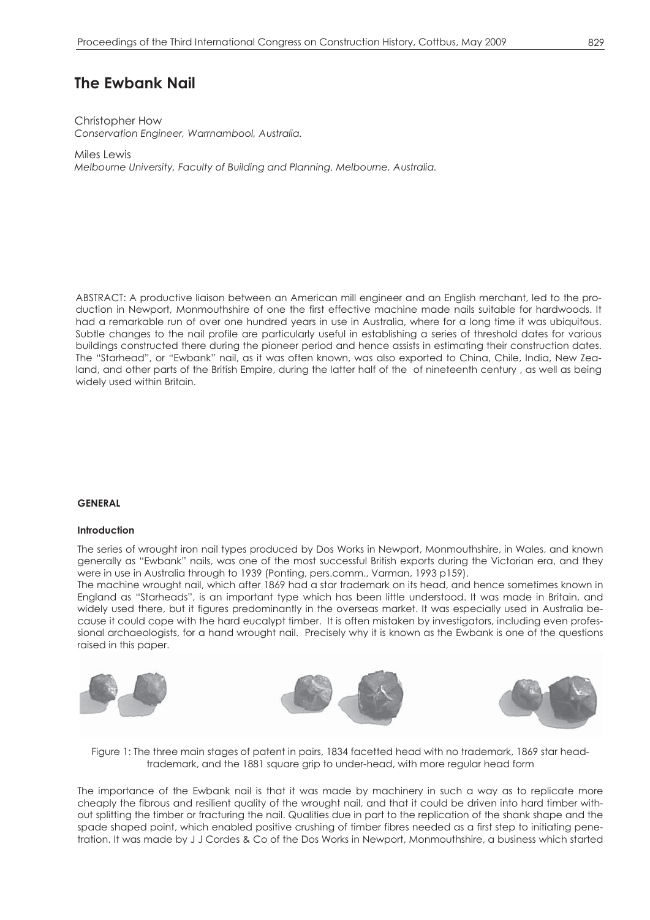# The Ewbank Nail

Christopher How
*Conservation Engineer, Warrnambool, Australia.*

Miles Lewis
*Melbourne University, Faculty of Building and Planning. Melbourne, Australia.*

ABSTRACT: A productive liaison between an American mill engineer and an English merchant, led to the production in Newport, Monmouthshire of one the first effective machine made nails suitable for hardwoods. It had a remarkable run of over one hundred years in use in Australia, where for a long time it was ubiquitous. Subtle changes to the nail profile are particularly useful in establishing a series of threshold dates for various buildings constructed there during the pioneer period and hence assists in estimating their construction dates. The "Starhead", or "Ewbank" nail, as it was often known, was also exported to China, Chile, India, New Zealand, and other parts of the British Empire, during the latter half of the of nineteenth century , as well as being widely used within Britain.

## GENERAL

### Introduction

The series of wrought iron nail types produced by Dos Works in Newport, Monmouthshire, in Wales, and known generally as "Ewbank" nails, was one of the most successful British exports during the Victorian era, and they were in use in Australia through to 1939 (Ponting, pers.comm., Varman, 1993 p159).

The machine wrought nail, which after 1869 had a star trademark on its head, and hence sometimes known in England as "Starheads", is an important type which has been little understood. It was made in Britain, and widely used there, but it figures predominantly in the overseas market. It was especially used in Australia because it could cope with the hard eucalypt timber. It is often mistaken by investigators, including even professional archaeologists, for a hand wrought nail. Precisely why it is known as the Ewbank is one of the questions raised in this paper.

Figure 1: The three main stages of patent in pairs, 1834 facetted head with no trademark, 1869 star head-trademark, and the 1881 square grip to under-head, with more regular head form

The importance of the Ewbank nail is that it was made by machinery in such a way as to replicate more cheaply the fibrous and resilient quality of the wrought nail, and that it could be driven into hard timber without splitting the timber or fracturing the nail. Qualities due in part to the replication of the shank shape and the spade shaped point, which enabled positive crushing of timber fibres needed as a first step to initiating penetration. It was made by J J Cordes & Co of the Dos Works in Newport, Monmouthshire, a business which started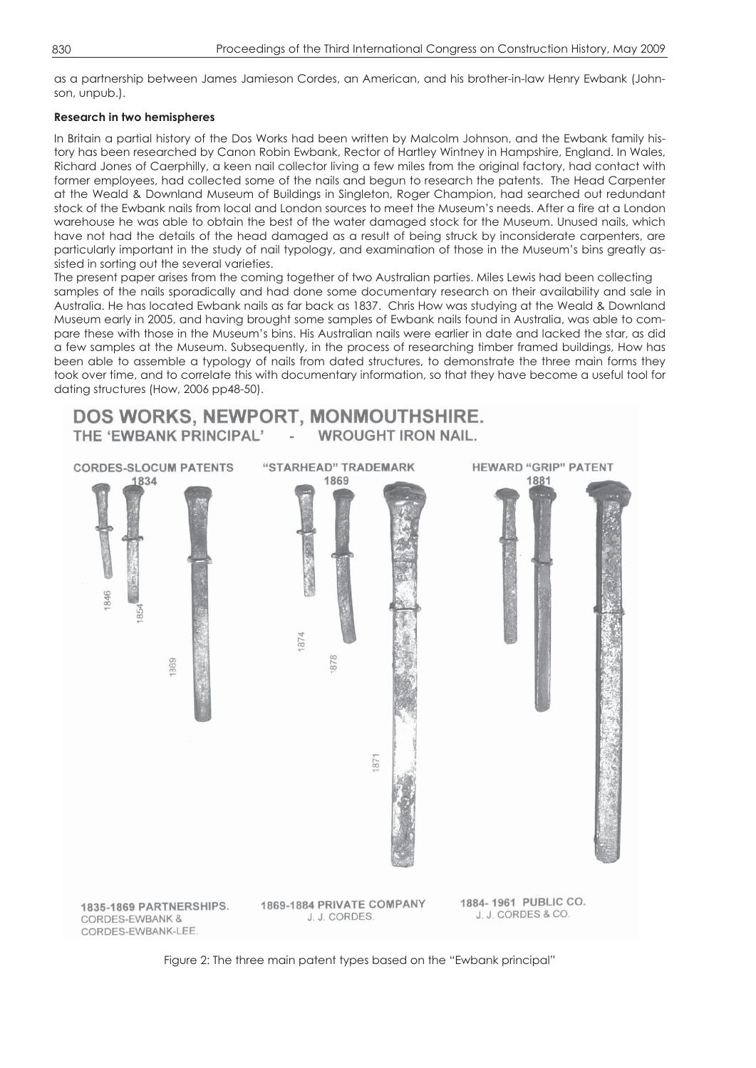as a partnership between James Jamieson Cordes, an American, and his brother-in-law Henry Ewbank (Johnson, unpub.).

**Research in two hemispheres**

In Britain a partial history of the Dos Works had been written by Malcolm Johnson, and the Ewbank family history has been researched by Canon Robin Ewbank, Rector of Hartley Wintney in Hampshire, England. In Wales, Richard Jones of Caerphilly, a keen nail collector living a few miles from the original factory, had contact with former employees, had collected some of the nails and begun to research the patents. The Head Carpenter at the Weald & Downland Museum of Buildings in Singleton, Roger Champion, had searched out redundant stock of the Ewbank nails from local and London sources to meet the Museum's needs. After a fire at a London warehouse he was able to obtain the best of the water damaged stock for the Museum. Unused nails, which have not had the details of the head damaged as a result of being struck by inconsiderate carpenters, are particularly important in the study of nail typology, and examination of those in the Museum's bins greatly assisted in sorting out the several varieties.

The present paper arises from the coming together of two Australian parties. Miles Lewis had been collecting samples of the nails sporadically and had done some documentary research on their availability and sale in Australia. He has located Ewbank nails as far back as 1837. Chris How was studying at the Weald & Downland Museum early in 2005, and having brought some samples of Ewbank nails found in Australia, was able to compare these with those in the Museum's bins. His Australian nails were earlier in date and lacked the star, as did a few samples at the Museum. Subsequently, in the process of researching timber framed buildings, How has been able to assemble a typology of nails from dated structures, to demonstrate the three main forms they took over time, and to correlate this with documentary information, so that they have become a useful tool for dating structures (How, 2006 pp48-50).

Figure 2: The three main patent types based on the "Ewbank principal"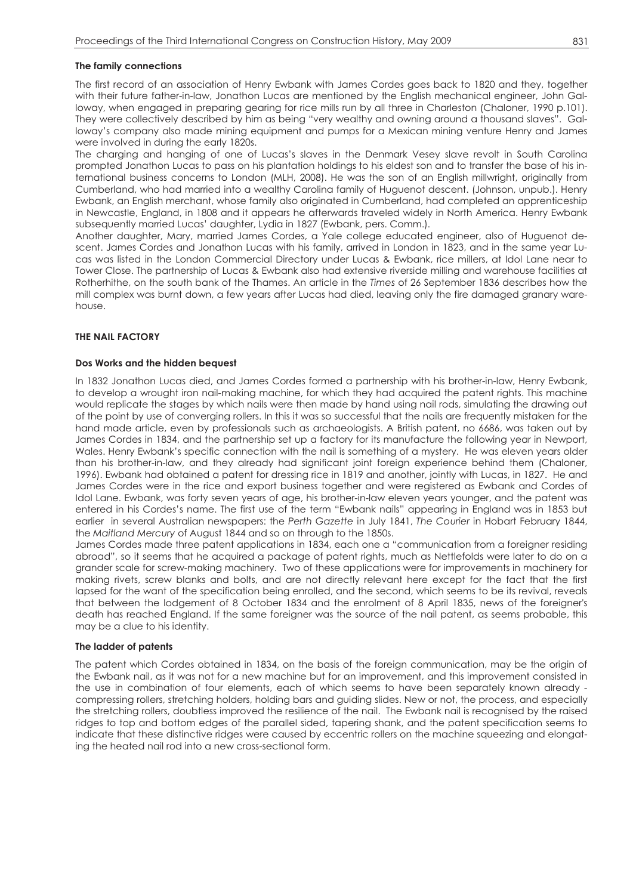### The family connections

The first record of an association of Henry Ewbank with James Cordes goes back to 1820 and they, together with their future father-in-law, Jonathon Lucas are mentioned by the English mechanical engineer, John Galloway, when engaged in preparing gearing for rice mills run by all three in Charleston (Chaloner, 1990 p.101). They were collectively described by him as being "very wealthy and owning around a thousand slaves". Galloway's company also made mining equipment and pumps for a Mexican mining venture Henry and James were involved in during the early 1820s.

The charging and hanging of one of Lucas's slaves in the Denmark Vesey slave revolt in South Carolina prompted Jonathon Lucas to pass on his plantation holdings to his eldest son and to transfer the base of his international business concerns to London (MLH, 2008). He was the son of an English millwright, originally from Cumberland, who had married into a wealthy Carolina family of Huguenot descent. (Johnson, unpub.). Henry Ewbank, an English merchant, whose family also originated in Cumberland, had completed an apprenticeship in Newcastle, England, in 1808 and it appears he afterwards traveled widely in North America. Henry Ewbank subsequently married Lucas' daughter, Lydia in 1827 (Ewbank, pers. Comm.).

Another daughter, Mary, married James Cordes, a Yale college educated engineer, also of Huguenot descent. James Cordes and Jonathon Lucas with his family, arrived in London in 1823, and in the same year Lucas was listed in the London Commercial Directory under Lucas & Ewbank, rice millers, at Idol Lane near to Tower Close. The partnership of Lucas & Ewbank also had extensive riverside milling and warehouse facilities at Rotherhithe, on the south bank of the Thames. An article in the *Times* of 26 September 1836 describes how the mill complex was burnt down, a few years after Lucas had died, leaving only the fire damaged granary warehouse.

## THE NAIL FACTORY

### Dos Works and the hidden bequest

In 1832 Jonathon Lucas died, and James Cordes formed a partnership with his brother-in-law, Henry Ewbank, to develop a wrought iron nail-making machine, for which they had acquired the patent rights. This machine would replicate the stages by which nails were then made by hand using nail rods, simulating the drawing out of the point by use of converging rollers. In this it was so successful that the nails are frequently mistaken for the hand made article, even by professionals such as archaeologists. A British patent, no 6686, was taken out by James Cordes in 1834, and the partnership set up a factory for its manufacture the following year in Newport, Wales. Henry Ewbank's specific connection with the nail is something of a mystery. He was eleven years older than his brother-in-law, and they already had significant joint foreign experience behind them (Chaloner, 1996). Ewbank had obtained a patent for dressing rice in 1819 and another, jointly with Lucas, in 1827. He and James Cordes were in the rice and export business together and were registered as Ewbank and Cordes of Idol Lane. Ewbank, was forty seven years of age, his brother-in-law eleven years younger, and the patent was entered in his Cordes's name. The first use of the term "Ewbank nails" appearing in England was in 1853 but earlier in several Australian newspapers: the *Perth Gazette* in July 1841, *The Courier* in Hobart February 1844, the *Maitland Mercury* of August 1844 and so on through to the 1850s.

James Cordes made three patent applications in 1834, each one a "communication from a foreigner residing abroad", so it seems that he acquired a package of patent rights, much as Nettlefolds were later to do on a grander scale for screw-making machinery. Two of these applications were for improvements in machinery for making rivets, screw blanks and bolts, and are not directly relevant here except for the fact that the first lapsed for the want of the specification being enrolled, and the second, which seems to be its revival, reveals that between the lodgement of 8 October 1834 and the enrolment of 8 April 1835, news of the foreigner's death has reached England. If the same foreigner was the source of the nail patent, as seems probable, this may be a clue to his identity.

### The ladder of patents

The patent which Cordes obtained in 1834, on the basis of the foreign communication, may be the origin of the Ewbank nail, as it was not for a new machine but for an improvement, and this improvement consisted in the use in combination of four elements, each of which seems to have been separately known already - compressing rollers, stretching holders, holding bars and guiding slides. New or not, the process, and especially the stretching rollers, doubtless improved the resilience of the nail. The Ewbank nail is recognised by the raised ridges to top and bottom edges of the parallel sided, tapering shank, and the patent specification seems to indicate that these distinctive ridges were caused by eccentric rollers on the machine squeezing and elongating the heated nail rod into a new cross-sectional form.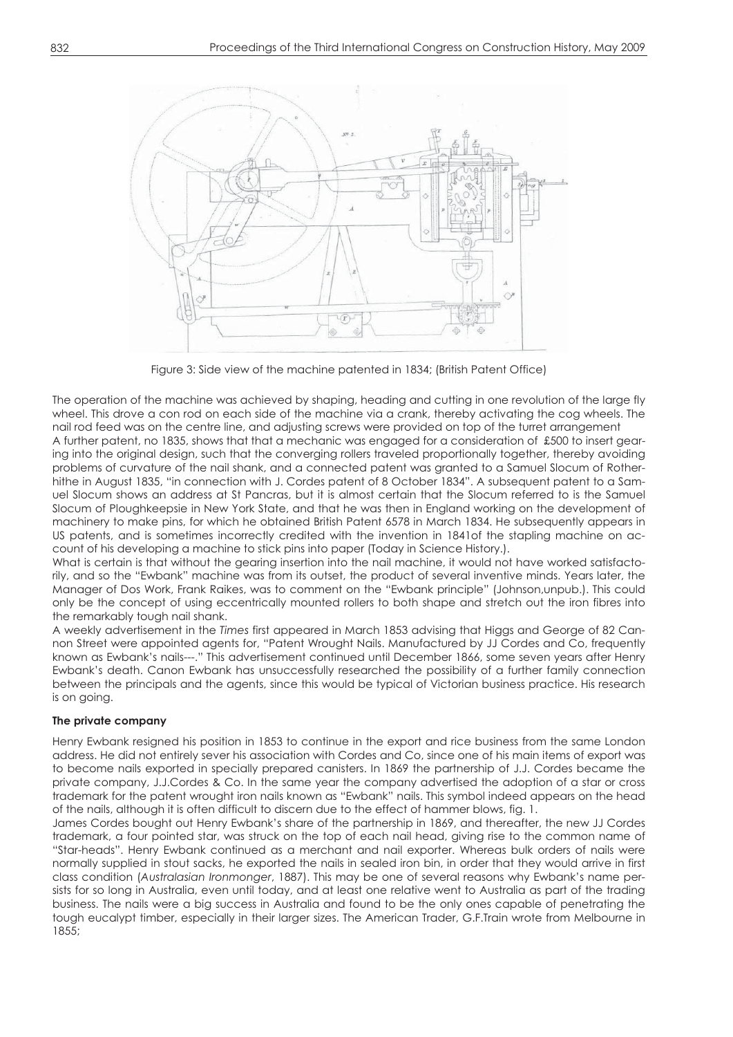Figure 3: Side view of the machine patented in 1834; (British Patent Office)

The operation of the machine was achieved by shaping, heading and cutting in one revolution of the large fly wheel. This drove a con rod on each side of the machine via a crank, thereby activating the cog wheels. The nail rod feed was on the centre line, and adjusting screws were provided on top of the turret arrangement

A further patent, no 1835, shows that that a mechanic was engaged for a consideration of £500 to insert gearing into the original design, such that the converging rollers traveled proportionally together, thereby avoiding problems of curvature of the nail shank, and a connected patent was granted to a Samuel Slocum of Rotherhithe in August 1835, "in connection with J. Cordes patent of 8 October 1834". A subsequent patent to a Samuel Slocum shows an address at St Pancras, but it is almost certain that the Slocum referred to is the Samuel Slocum of Ploughkeepsie in New York State, and that he was then in England working on the development of machinery to make pins, for which he obtained British Patent 6578 in March 1834. He subsequently appears in US patents, and is sometimes incorrectly credited with the invention in 1841of the stapling machine on account of his developing a machine to stick pins into paper (Today in Science History.).

What is certain is that without the gearing insertion into the nail machine, it would not have worked satisfactorily, and so the "Ewbank" machine was from its outset, the product of several inventive minds. Years later, the Manager of Dos Work, Frank Raikes, was to comment on the "Ewbank principle" (Johnson,unpub.). This could only be the concept of using eccentrically mounted rollers to both shape and stretch out the iron fibres into the remarkably tough nail shank.

A weekly advertisement in the *Times* first appeared in March 1853 advising that Higgs and George of 82 Cannon Street were appointed agents for, "Patent Wrought Nails. Manufactured by JJ Cordes and Co, frequently known as Ewbank's nails---." This advertisement continued until December 1866, some seven years after Henry Ewbank's death. Canon Ewbank has unsuccessfully researched the possibility of a further family connection between the principals and the agents, since this would be typical of Victorian business practice. His research is on going.

**The private company**

Henry Ewbank resigned his position in 1853 to continue in the export and rice business from the same London address. He did not entirely sever his association with Cordes and Co, since one of his main items of export was to become nails exported in specially prepared canisters. In 1869 the partnership of J.J. Cordes became the private company, J.J.Cordes & Co. In the same year the company advertised the adoption of a star or cross trademark for the patent wrought iron nails known as "Ewbank" nails. This symbol indeed appears on the head of the nails, although it is often difficult to discern due to the effect of hammer blows, fig. 1.

James Cordes bought out Henry Ewbank's share of the partnership in 1869, and thereafter, the new JJ Cordes trademark, a four pointed star, was struck on the top of each nail head, giving rise to the common name of "Star-heads". Henry Ewbank continued as a merchant and nail exporter. Whereas bulk orders of nails were normally supplied in stout sacks, he exported the nails in sealed iron bin, in order that they would arrive in first class condition (*Australasian Ironmonger*, 1887). This may be one of several reasons why Ewbank's name persists for so long in Australia, even until today, and at least one relative went to Australia as part of the trading business. The nails were a big success in Australia and found to be the only ones capable of penetrating the tough eucalypt timber, especially in their larger sizes. The American Trader, G.F.Train wrote from Melbourne in 1855;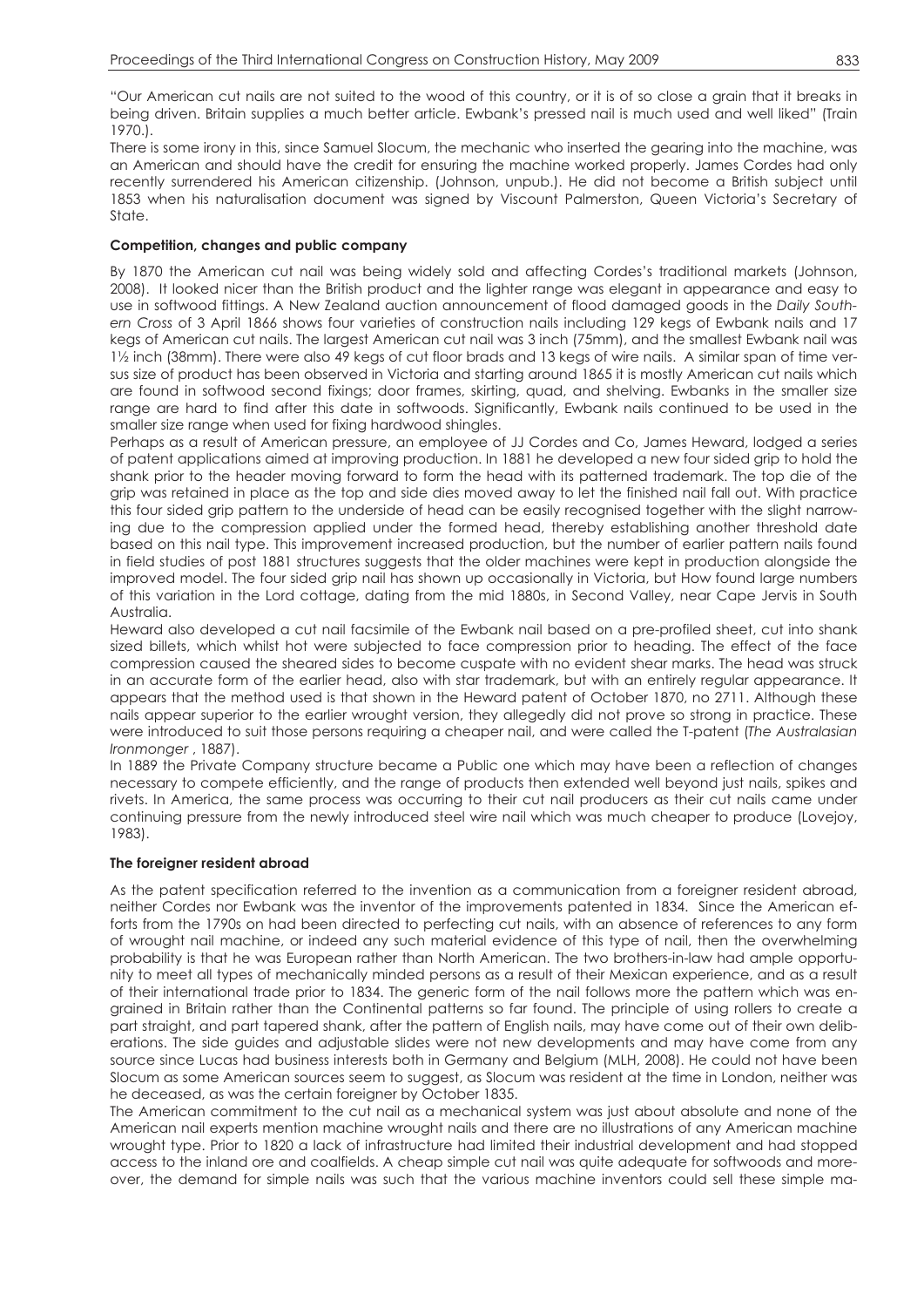"Our American cut nails are not suited to the wood of this country, or it is of so close a grain that it breaks in being driven. Britain supplies a much better article. Ewbank's pressed nail is much used and well liked" (Train 1970.).

There is some irony in this, since Samuel Slocum, the mechanic who inserted the gearing into the machine, was an American and should have the credit for ensuring the machine worked properly. James Cordes had only recently surrendered his American citizenship. (Johnson, unpub.). He did not become a British subject until 1853 when his naturalisation document was signed by Viscount Palmerston, Queen Victoria's Secretary of State.

**Competition, changes and public company**

By 1870 the American cut nail was being widely sold and affecting Cordes's traditional markets (Johnson, 2008). It looked nicer than the British product and the lighter range was elegant in appearance and easy to use in softwood fittings. A New Zealand auction announcement of flood damaged goods in the *Daily Southern Cross* of 3 April 1866 shows four varieties of construction nails including 129 kegs of Ewbank nails and 17 kegs of American cut nails. The largest American cut nail was 3 inch (75mm), and the smallest Ewbank nail was 1½ inch (38mm). There were also 49 kegs of cut floor brads and 13 kegs of wire nails. A similar span of time versus size of product has been observed in Victoria and starting around 1865 it is mostly American cut nails which are found in softwood second fixings; door frames, skirting, quad, and shelving. Ewbanks in the smaller size range are hard to find after this date in softwoods. Significantly, Ewbank nails continued to be used in the smaller size range when used for fixing hardwood shingles.

Perhaps as a result of American pressure, an employee of JJ Cordes and Co, James Heward, lodged a series of patent applications aimed at improving production. In 1881 he developed a new four sided grip to hold the shank prior to the header moving forward to form the head with its patterned trademark. The top die of the grip was retained in place as the top and side dies moved away to let the finished nail fall out. With practice this four sided grip pattern to the underside of head can be easily recognised together with the slight narrowing due to the compression applied under the formed head, thereby establishing another threshold date based on this nail type. This improvement increased production, but the number of earlier pattern nails found in field studies of post 1881 structures suggests that the older machines were kept in production alongside the improved model. The four sided grip nail has shown up occasionally in Victoria, but How found large numbers of this variation in the Lord cottage, dating from the mid 1880s, in Second Valley, near Cape Jervis in South Australia.

Heward also developed a cut nail facsimile of the Ewbank nail based on a pre-profiled sheet, cut into shank sized billets, which whilst hot were subjected to face compression prior to heading. The effect of the face compression caused the sheared sides to become cuspate with no evident shear marks. The head was struck in an accurate form of the earlier head, also with star trademark, but with an entirely regular appearance. It appears that the method used is that shown in the Heward patent of October 1870, no 2711. Although these nails appear superior to the earlier wrought version, they allegedly did not prove so strong in practice. These were introduced to suit those persons requiring a cheaper nail, and were called the T-patent (*The Australasian Ironmonger* , 1887).

In 1889 the Private Company structure became a Public one which may have been a reflection of changes necessary to compete efficiently, and the range of products then extended well beyond just nails, spikes and rivets. In America, the same process was occurring to their cut nail producers as their cut nails came under continuing pressure from the newly introduced steel wire nail which was much cheaper to produce (Lovejoy, 1983).

**The foreigner resident abroad**

As the patent specification referred to the invention as a communication from a foreigner resident abroad, neither Cordes nor Ewbank was the inventor of the improvements patented in 1834. Since the American efforts from the 1790s on had been directed to perfecting cut nails, with an absence of references to any form of wrought nail machine, or indeed any such material evidence of this type of nail, then the overwhelming probability is that he was European rather than North American. The two brothers-in-law had ample opportunity to meet all types of mechanically minded persons as a result of their Mexican experience, and as a result of their international trade prior to 1834. The generic form of the nail follows more the pattern which was engrained in Britain rather than the Continental patterns so far found. The principle of using rollers to create a part straight, and part tapered shank, after the pattern of English nails, may have come out of their own deliberations. The side guides and adjustable slides were not new developments and may have come from any source since Lucas had business interests both in Germany and Belgium (MLH, 2008). He could not have been Slocum as some American sources seem to suggest, as Slocum was resident at the time in London, neither was he deceased, as was the certain foreigner by October 1835.

The American commitment to the cut nail as a mechanical system was just about absolute and none of the American nail experts mention machine wrought nails and there are no illustrations of any American machine wrought type. Prior to 1820 a lack of infrastructure had limited their industrial development and had stopped access to the inland ore and coalfields. A cheap simple cut nail was quite adequate for softwoods and moreover, the demand for simple nails was such that the various machine inventors could sell these simple ma-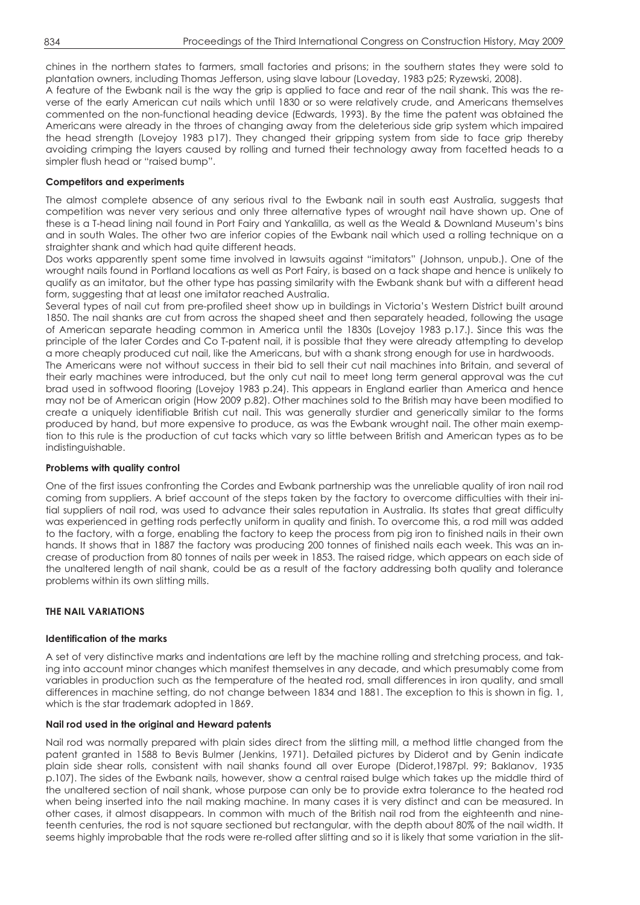chines in the northern states to farmers, small factories and prisons; in the southern states they were sold to plantation owners, including Thomas Jefferson, using slave labour (Loveday, 1983 p25; Ryzewski, 2008).

A feature of the Ewbank nail is the way the grip is applied to face and rear of the nail shank. This was the reverse of the early American cut nails which until 1830 or so were relatively crude, and Americans themselves commented on the non-functional heading device (Edwards, 1993). By the time the patent was obtained the Americans were already in the throes of changing away from the deleterious side grip system which impaired the head strength (Lovejoy 1983 p17). They changed their gripping system from side to face grip thereby avoiding crimping the layers caused by rolling and turned their technology away from facetted heads to a simpler flush head or "raised bump".

### Competitors and experiments

The almost complete absence of any serious rival to the Ewbank nail in south east Australia, suggests that competition was never very serious and only three alternative types of wrought nail have shown up. One of these is a T-head lining nail found in Port Fairy and Yankalilla, as well as the Weald & Downland Museum's bins and in south Wales. The other two are inferior copies of the Ewbank nail which used a rolling technique on a straighter shank and which had quite different heads.

Dos works apparently spent some time involved in lawsuits against "imitators" (Johnson, unpub.). One of the wrought nails found in Portland locations as well as Port Fairy, is based on a tack shape and hence is unlikely to qualify as an imitator, but the other type has passing similarity with the Ewbank shank but with a different head form, suggesting that at least one imitator reached Australia.

Several types of nail cut from pre-profiled sheet show up in buildings in Victoria's Western District built around 1850. The nail shanks are cut from across the shaped sheet and then separately headed, following the usage of American separate heading common in America until the 1830s (Lovejoy 1983 p.17.). Since this was the principle of the later Cordes and Co T-patent nail, it is possible that they were already attempting to develop a more cheaply produced cut nail, like the Americans, but with a shank strong enough for use in hardwoods.

The Americans were not without success in their bid to sell their cut nail machines into Britain, and several of their early machines were introduced, but the only cut nail to meet long term general approval was the cut brad used in softwood flooring (Lovejoy 1983 p.24). This appears in England earlier than America and hence may not be of American origin (How 2009 p.82). Other machines sold to the British may have been modified to create a uniquely identifiable British cut nail. This was generally sturdier and generically similar to the forms produced by hand, but more expensive to produce, as was the Ewbank wrought nail. The other main exemption to this rule is the production of cut tacks which vary so little between British and American types as to be indistinguishable.

### Problems with quality control

One of the first issues confronting the Cordes and Ewbank partnership was the unreliable quality of iron nail rod coming from suppliers. A brief account of the steps taken by the factory to overcome difficulties with their initial suppliers of nail rod, was used to advance their sales reputation in Australia. Its states that great difficulty was experienced in getting rods perfectly uniform in quality and finish. To overcome this, a rod mill was added to the factory, with a forge, enabling the factory to keep the process from pig iron to finished nails in their own hands. It shows that in 1887 the factory was producing 200 tonnes of finished nails each week. This was an increase of production from 80 tonnes of nails per week in 1853. The raised ridge, which appears on each side of the unaltered length of nail shank, could be as a result of the factory addressing both quality and tolerance problems within its own slitting mills.

## THE NAIL VARIATIONS

### Identification of the marks

A set of very distinctive marks and indentations are left by the machine rolling and stretching process, and taking into account minor changes which manifest themselves in any decade, and which presumably come from variables in production such as the temperature of the heated rod, small differences in iron quality, and small differences in machine setting, do not change between 1834 and 1881. The exception to this is shown in fig. 1, which is the star trademark adopted in 1869.

### Nail rod used in the original and Heward patents

Nail rod was normally prepared with plain sides direct from the slitting mill, a method little changed from the patent granted in 1588 to Bevis Bulmer (Jenkins, 1971). Detailed pictures by Diderot and by Genin indicate plain side shear rolls, consistent with nail shanks found all over Europe (Diderot,1987pl. 99; Baklanov, 1935 p.107). The sides of the Ewbank nails, however, show a central raised bulge which takes up the middle third of the unaltered section of nail shank, whose purpose can only be to provide extra tolerance to the heated rod when being inserted into the nail making machine. In many cases it is very distinct and can be measured. In other cases, it almost disappears. In common with much of the British nail rod from the eighteenth and nineteenth centuries, the rod is not square sectioned but rectangular, with the depth about 80% of the nail width. It seems highly improbable that the rods were re-rolled after slitting and so it is likely that some variation in the slit-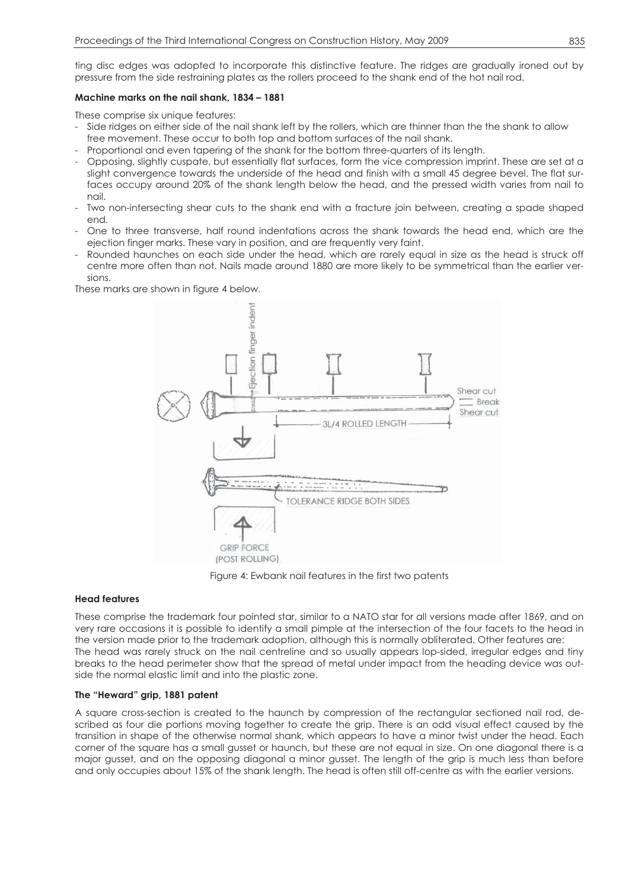ting disc edges was adopted to incorporate this distinctive feature. The ridges are gradually ironed out by pressure from the side restraining plates as the rollers proceed to the shank end of the hot nail rod.

**Machine marks on the nail shank, 1834 – 1881**

These comprise six unique features:

- Side ridges on either side of the nail shank left by the rollers, which are thinner than the the shank to allow free movement. These occur to both top and bottom surfaces of the nail shank.
- Proportional and even tapering of the shank for the bottom three-quarters of its length.
- Opposing, slightly cuspate, but essentially flat surfaces, form the vice compression imprint. These are set at a slight convergence towards the underside of the head and finish with a small 45 degree bevel. The flat surfaces occupy around 20% of the shank length below the head, and the pressed width varies from nail to nail.
- Two non-intersecting shear cuts to the shank end with a fracture join between, creating a spade shaped end.
- One to three transverse, half round indentations across the shank towards the head end, which are the ejection finger marks. These vary in position, and are frequently very faint.
- Rounded haunches on each side under the head, which are rarely equal in size as the head is struck off centre more often than not. Nails made around 1880 are more likely to be symmetrical than the earlier versions.

These marks are shown in figure 4 below.

Figure 4: Ewbank nail features in the first two patents

**Head features**

These comprise the trademark four pointed star, similar to a NATO star for all versions made after 1869, and on very rare occasions it is possible to identify a small pimple at the intersection of the four facets to the head in the version made prior to the trademark adoption, although this is normally obliterated. Other features are: The head was rarely struck on the nail centreline and so usually appears lop-sided, irregular edges and tiny breaks to the head perimeter show that the spread of metal under impact from the heading device was outside the normal elastic limit and into the plastic zone.

**The "Heward" grip, 1881 patent**

A square cross-section is created to the haunch by compression of the rectangular sectioned nail rod, described as four die portions moving together to create the grip. There is an odd visual effect caused by the transition in shape of the otherwise normal shank, which appears to have a minor twist under the head. Each corner of the square has a small gusset or haunch, but these are not equal in size. On one diagonal there is a major gusset, and on the opposing diagonal a minor gusset. The length of the grip is much less than before and only occupies about 15% of the shank length. The head is often still off-centre as with the earlier versions.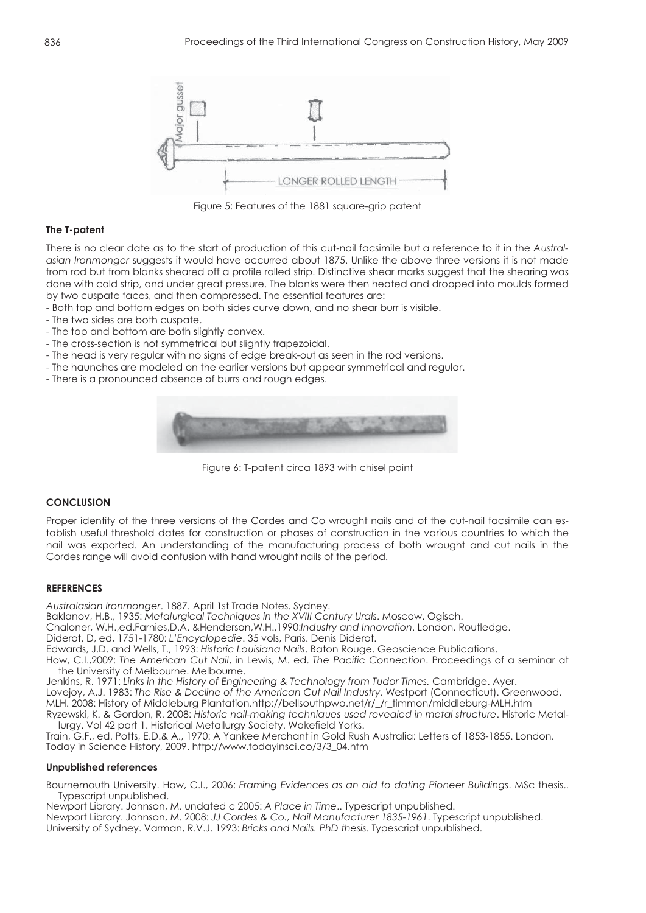Major gusset

LONGER ROLLED LENGTH

Figure 5: Features of the 1881 square-grip patent

**The T-patent**

There is no clear date as to the start of production of this cut-nail facsimile but a reference to it in the *Australasian Ironmonger* suggests it would have occurred about 1875. Unlike the above three versions it is not made from rod but from blanks sheared off a profile rolled strip. Distinctive shear marks suggest that the shearing was done with cold strip, and under great pressure. The blanks were then heated and dropped into moulds formed by two cuspate faces, and then compressed. The essential features are:

- Both top and bottom edges on both sides curve down, and no shear burr is visible.
- The two sides are both cuspate.
- The top and bottom are both slightly convex.
- The cross-section is not symmetrical but slightly trapezoidal.
- The head is very regular with no signs of edge break-out as seen in the rod versions.
- The haunches are modeled on the earlier versions but appear symmetrical and regular.
- There is a pronounced absence of burrs and rough edges.

Figure 6: T-patent circa 1893 with chisel point

**CONCLUSION**

Proper identity of the three versions of the Cordes and Co wrought nails and of the cut-nail facsimile can establish useful threshold dates for construction or phases of construction in the various countries to which the nail was exported. An understanding of the manufacturing process of both wrought and cut nails in the Cordes range will avoid confusion with hand wrought nails of the period.

**REFERENCES**

*Australasian Ironmonger*. 1887. April 1st Trade Notes. Sydney.

Baklanov, H.B., 1935: *Metalurgical Techniques in the XVIII Century Urals*. Moscow. Ogisch.

Chaloner, W.H.,ed.Farnies,D.A. &Henderson,W.H.,1990:*Industry and Innovation*. London. Routledge.

Diderot, D, ed, 1751-1780: *L'Encyclopedie*. 35 vols, Paris. Denis Diderot.

Edwards, J.D. and Wells, T., 1993: *Historic Louisiana Nails*. Baton Rouge. Geoscience Publications.

How, C.I.,2009: *The American Cut Nail*, in Lewis, M. ed. *The Pacific Connection*. Proceedings of a seminar at the University of Melbourne. Melbourne.

Jenkins, R. 1971: *Links in the History of Engineering & Technology from Tudor Times.* Cambridge. Ayer.

Lovejoy, A.J. 1983: *The Rise & Decline of the American Cut Nail Industry*. Westport (Connecticut). Greenwood.

MLH. 2008: History of Middleburg Plantation.http://bellsouthpwp.net/r/_/r_timmon/middleburg-MLH.htm

Ryzewski, K. & Gordon, R. 2008: *Historic nail-making techniques used revealed in metal structure*. Historic Metallurgy. Vol 42 part 1. Historical Metallurgy Society. Wakefield Yorks.

Train, G.F., ed. Potts, E.D.& A., 1970: A Yankee Merchant in Gold Rush Australia: Letters of 1853-1855. London.

Today in Science History, 2009. http://www.todayinsci.co/3/3_04.htm

**Unpublished references**

Bournemouth University. How, C.I., 2006: *Framing Evidences as an aid to dating Pioneer Buildings*. MSc thesis.. Typescript unpublished.

Newport Library. Johnson, M. undated c 2005: *A Place in Time*.. Typescript unpublished.

Newport Library. Johnson, M. 2008: *JJ Cordes & Co., Nail Manufacturer 1835-1961*. Typescript unpublished.

University of Sydney. Varman, R.V.J. 1993: *Bricks and Nails. PhD thesis*. Typescript unpublished.